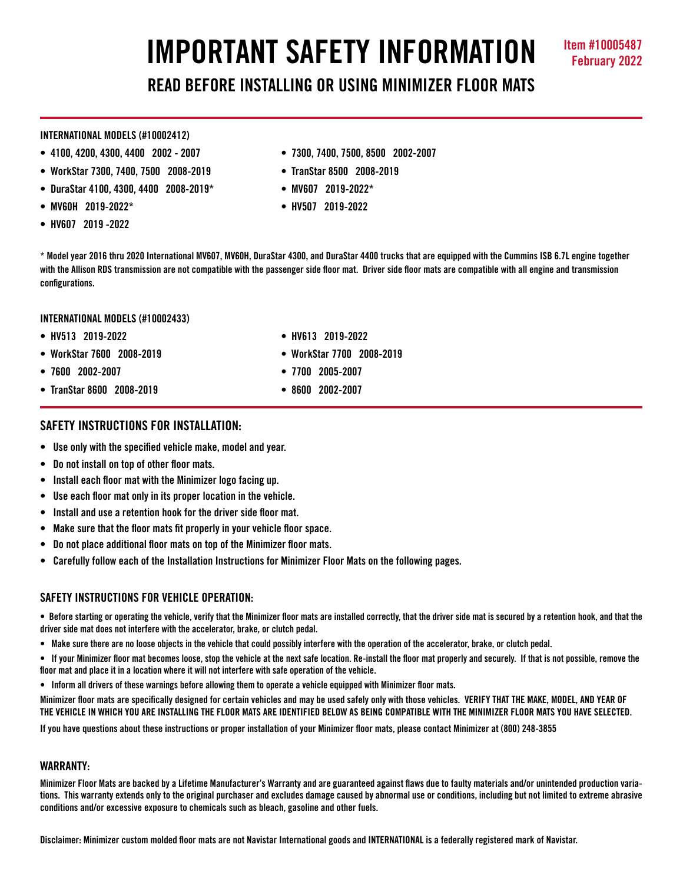# IMPORTANT SAFETY INFORMATION

Item #10005487
February 2022

## READ BEFORE INSTALLING OR USING MINIMIZER FLOOR MATS

**INTERNATIONAL MODELS (#10002412)**

- 4100, 4200, 4300, 4400 2002 - 2007
- WorkStar 7300, 7400, 7500 2008-2019
- DuraStar 4100, 4300, 4400 2008-2019*
- MV60H 2019-2022*
- HV607 2019 -2022
- 7300, 7400, 7500, 8500 2002-2007
- TranStar 8500 2008-2019
- MV607 2019-2022*
- HV507 2019-2022

\* Model year 2016 thru 2020 International MV607, MV60H, DuraStar 4300, and DuraStar 4400 trucks that are equipped with the Cummins ISB 6.7L engine together with the Allison RDS transmission are not compatible with the passenger side floor mat. Driver side floor mats are compatible with all engine and transmission configurations.

**INTERNATIONAL MODELS (#10002433)**

- HV513 2019-2022
- WorkStar 7600 2008-2019
- 7600 2002-2007
- TranStar 8600 2008-2019
- HV613 2019-2022
- WorkStar 7700 2008-2019
- 7700 2005-2007
- 8600 2002-2007

### SAFETY INSTRUCTIONS FOR INSTALLATION:

- Use only with the specified vehicle make, model and year.
- Do not install on top of other floor mats.
- Install each floor mat with the Minimizer logo facing up.
- Use each floor mat only in its proper location in the vehicle.
- Install and use a retention hook for the driver side floor mat.
- Make sure that the floor mats fit properly in your vehicle floor space.
- Do not place additional floor mats on top of the Minimizer floor mats.
- Carefully follow each of the Installation Instructions for Minimizer Floor Mats on the following pages.

### SAFETY INSTRUCTIONS FOR VEHICLE OPERATION:

- Before starting or operating the vehicle, verify that the Minimizer floor mats are installed correctly, that the driver side mat is secured by a retention hook, and that the driver side mat does not interfere with the accelerator, brake, or clutch pedal.
- Make sure there are no loose objects in the vehicle that could possibly interfere with the operation of the accelerator, brake, or clutch pedal.
- If your Minimizer floor mat becomes loose, stop the vehicle at the next safe location. Re-install the floor mat properly and securely. If that is not possible, remove the floor mat and place it in a location where it will not interfere with safe operation of the vehicle.
- Inform all drivers of these warnings before allowing them to operate a vehicle equipped with Minimizer floor mats.

Minimizer floor mats are specifically designed for certain vehicles and may be used safely only with those vehicles. VERIFY THAT THE MAKE, MODEL, AND YEAR OF THE VEHICLE IN WHICH YOU ARE INSTALLING THE FLOOR MATS ARE IDENTIFIED BELOW AS BEING COMPATIBLE WITH THE MINIMIZER FLOOR MATS YOU HAVE SELECTED.

If you have questions about these instructions or proper installation of your Minimizer floor mats, please contact Minimizer at (800) 248-3855

### WARRANTY:

Minimizer Floor Mats are backed by a Lifetime Manufacturer's Warranty and are guaranteed against flaws due to faulty materials and/or unintended production variations. This warranty extends only to the original purchaser and excludes damage caused by abnormal use or conditions, including but not limited to extreme abrasive conditions and/or excessive exposure to chemicals such as bleach, gasoline and other fuels.

Disclaimer: Minimizer custom molded floor mats are not Navistar International goods and INTERNATIONAL is a federally registered mark of Navistar.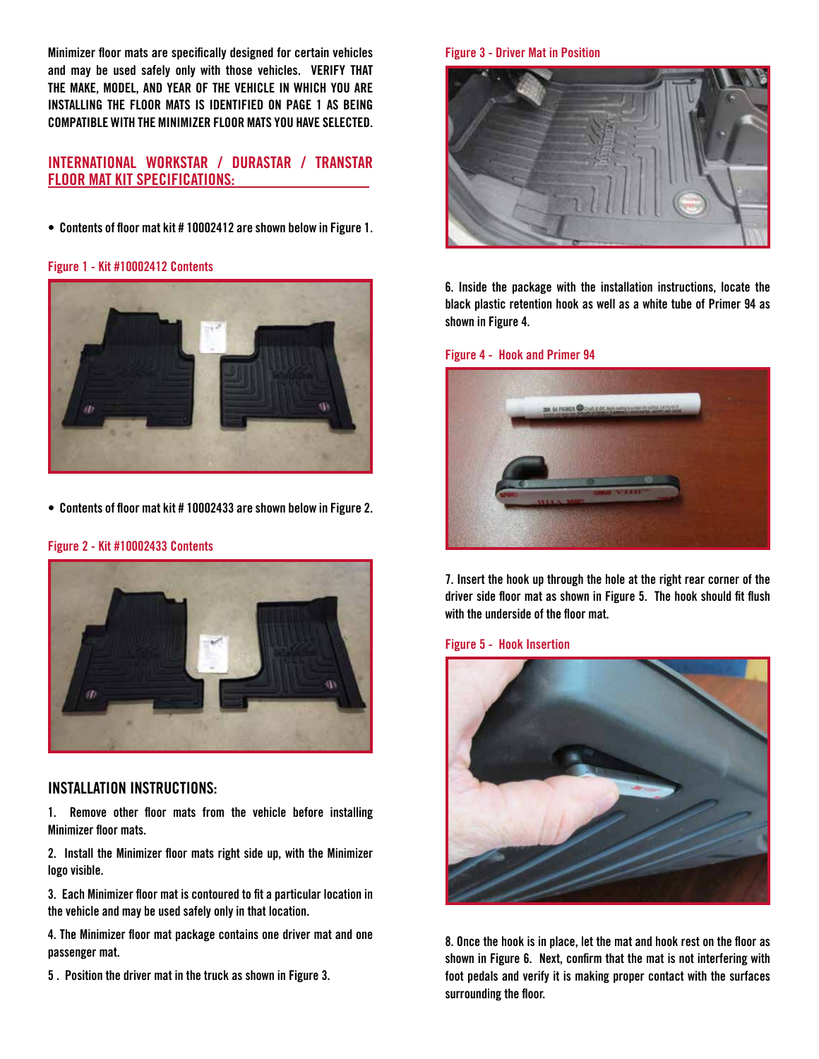Minimizer floor mats are specifically designed for certain vehicles and may be used safely only with those vehicles. **VERIFY THAT THE MAKE, MODEL, AND YEAR OF THE VEHICLE IN WHICH YOU ARE INSTALLING THE FLOOR MATS IS IDENTIFIED ON PAGE 1 AS BEING COMPATIBLE WITH THE MINIMIZER FLOOR MATS YOU HAVE SELECTED.**

## INTERNATIONAL WORKSTAR / DURASTAR / TRANSTAR FLOOR MAT KIT SPECIFICATIONS:

- Contents of floor mat kit # 10002412 are shown below in Figure 1.

Figure 1 - Kit #10002412 Contents

- Contents of floor mat kit # 10002433 are shown below in Figure 2.

Figure 2 - Kit #10002433 Contents

## INSTALLATION INSTRUCTIONS:

1. Remove other floor mats from the vehicle before installing Minimizer floor mats.

2. Install the Minimizer floor mats right side up, with the Minimizer logo visible.

3. Each Minimizer floor mat is contoured to fit a particular location in the vehicle and may be used safely only in that location.

4. The Minimizer floor mat package contains one driver mat and one passenger mat.

5. Position the driver mat in the truck as shown in Figure 3.

Figure 3 - Driver Mat in Position

6. Inside the package with the installation instructions, locate the black plastic retention hook as well as a white tube of Primer 94 as shown in Figure 4.

Figure 4 - Hook and Primer 94

7. Insert the hook up through the hole at the right rear corner of the driver side floor mat as shown in Figure 5. The hook should fit flush with the underside of the floor mat.

Figure 5 - Hook Insertion

8. Once the hook is in place, let the mat and hook rest on the floor as shown in Figure 6. Next, confirm that the mat is not interfering with foot pedals and verify it is making proper contact with the surfaces surrounding the floor.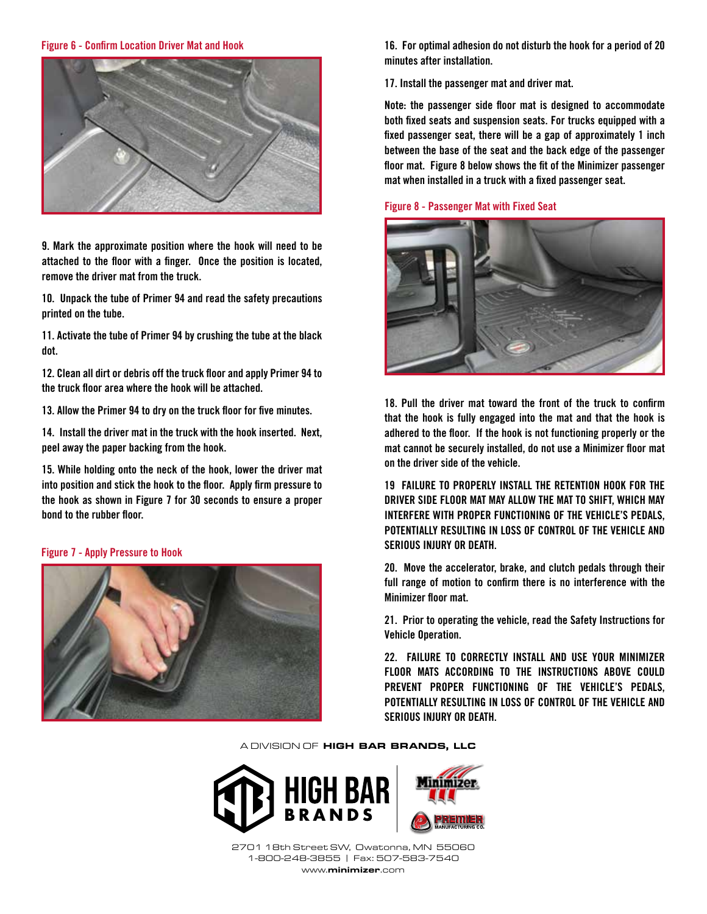Figure 6 - Confirm Location Driver Mat and Hook

9. Mark the approximate position where the hook will need to be attached to the floor with a finger. Once the position is located, remove the driver mat from the truck.

10. Unpack the tube of Primer 94 and read the safety precautions printed on the tube.

11. Activate the tube of Primer 94 by crushing the tube at the black dot.

12. Clean all dirt or debris off the truck floor and apply Primer 94 to the truck floor area where the hook will be attached.

13. Allow the Primer 94 to dry on the truck floor for five minutes.

14. Install the driver mat in the truck with the hook inserted. Next, peel away the paper backing from the hook.

15. While holding onto the neck of the hook, lower the driver mat into position and stick the hook to the floor. Apply firm pressure to the hook as shown in Figure 7 for 30 seconds to ensure a proper bond to the rubber floor.

Figure 7 - Apply Pressure to Hook

16. For optimal adhesion do not disturb the hook for a period of 20 minutes after installation.

17. Install the passenger mat and driver mat.

Note: the passenger side floor mat is designed to accommodate both fixed seats and suspension seats. For trucks equipped with a fixed passenger seat, there will be a gap of approximately 1 inch between the base of the seat and the back edge of the passenger floor mat. Figure 8 below shows the fit of the Minimizer passenger mat when installed in a truck with a fixed passenger seat.

Figure 8 - Passenger Mat with Fixed Seat

18. Pull the driver mat toward the front of the truck to confirm that the hook is fully engaged into the mat and that the hook is adhered to the floor. If the hook is not functioning properly or the mat cannot be securely installed, do not use a Minimizer floor mat on the driver side of the vehicle.

19 FAILURE TO PROPERLY INSTALL THE RETENTION HOOK FOR THE DRIVER SIDE FLOOR MAT MAY ALLOW THE MAT TO SHIFT, WHICH MAY INTERFERE WITH PROPER FUNCTIONING OF THE VEHICLE'S PEDALS, POTENTIALLY RESULTING IN LOSS OF CONTROL OF THE VEHICLE AND SERIOUS INJURY OR DEATH.

20. Move the accelerator, brake, and clutch pedals through their full range of motion to confirm there is no interference with the Minimizer floor mat.

21. Prior to operating the vehicle, read the Safety Instructions for Vehicle Operation.

22. FAILURE TO CORRECTLY INSTALL AND USE YOUR MINIMIZER FLOOR MATS ACCORDING TO THE INSTRUCTIONS ABOVE COULD PREVENT PROPER FUNCTIONING OF THE VEHICLE'S PEDALS, POTENTIALLY RESULTING IN LOSS OF CONTROL OF THE VEHICLE AND SERIOUS INJURY OR DEATH.

A DIVISION OF **HIGH BAR BRANDS, LLC**

2701 18th Street SW, Owatonna, MN 55060
1-800-248-3855 | Fax: 507-583-7540
www.**minimizer**.com